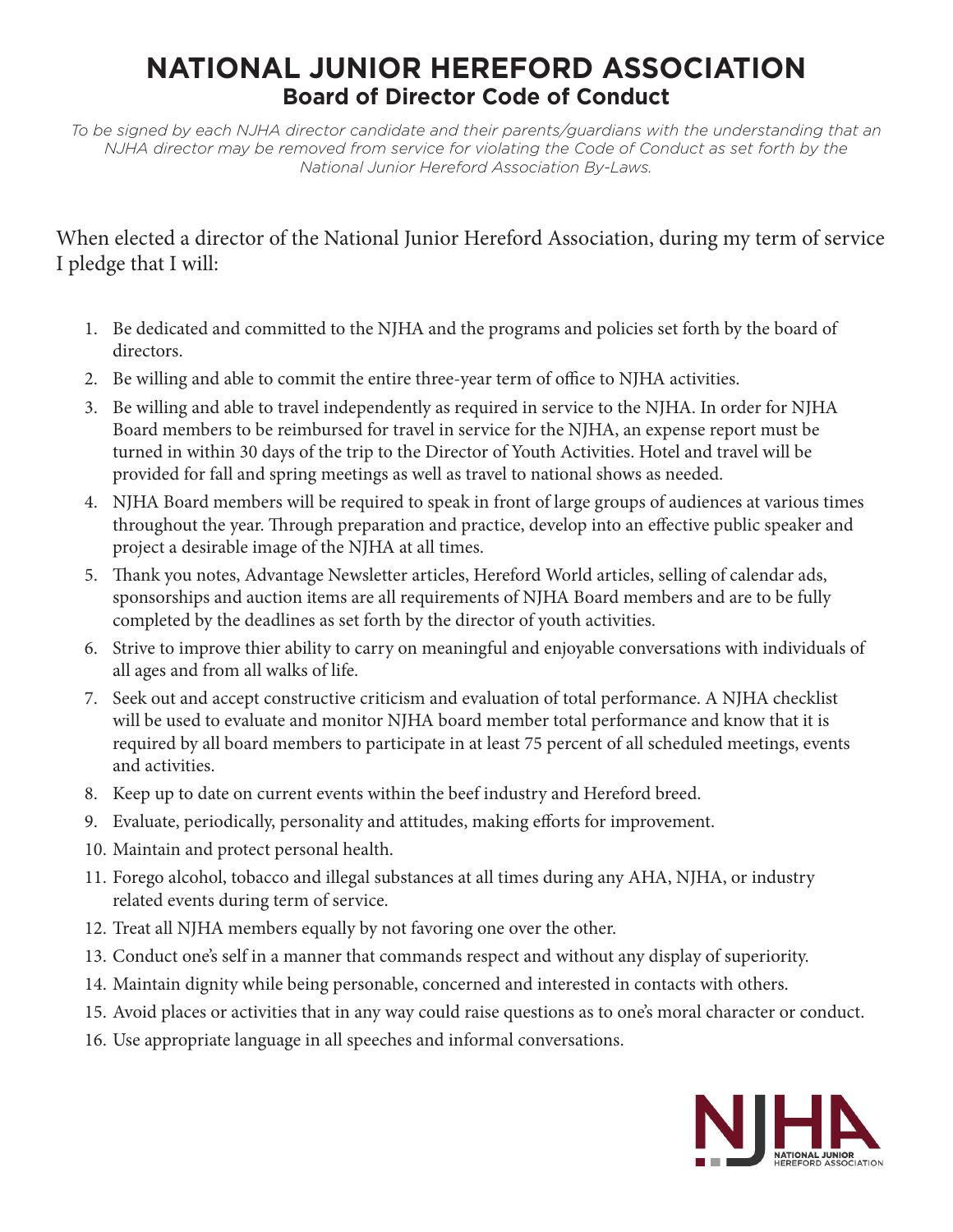# NATIONAL JUNIOR HEREFORD ASSOCIATION

## Board of Director Code of Conduct

*To be signed by each NJHA director candidate and their parents/guardians with the understanding that an NJHA director may be removed from service for violating the Code of Conduct as set forth by the National Junior Hereford Association By-Laws.*

When elected a director of the National Junior Hereford Association, during my term of service I pledge that I will:

1. Be dedicated and committed to the NJHA and the programs and policies set forth by the board of directors.
2. Be willing and able to commit the entire three-year term of office to NJHA activities.
3. Be willing and able to travel independently as required in service to the NJHA. In order for NJHA Board members to be reimbursed for travel in service for the NJHA, an expense report must be turned in within 30 days of the trip to the Director of Youth Activities. Hotel and travel will be provided for fall and spring meetings as well as travel to national shows as needed.
4. NJHA Board members will be required to speak in front of large groups of audiences at various times throughout the year. Through preparation and practice, develop into an effective public speaker and project a desirable image of the NJHA at all times.
5. Thank you notes, Advantage Newsletter articles, Hereford World articles, selling of calendar ads, sponsorships and auction items are all requirements of NJHA Board members and are to be fully completed by the deadlines as set forth by the director of youth activities.
6. Strive to improve thier ability to carry on meaningful and enjoyable conversations with individuals of all ages and from all walks of life.
7. Seek out and accept constructive criticism and evaluation of total performance. A NJHA checklist will be used to evaluate and monitor NJHA board member total performance and know that it is required by all board members to participate in at least 75 percent of all scheduled meetings, events and activities.
8. Keep up to date on current events within the beef industry and Hereford breed.
9. Evaluate, periodically, personality and attitudes, making efforts for improvement.
10. Maintain and protect personal health.
11. Forego alcohol, tobacco and illegal substances at all times during any AHA, NJHA, or industry related events during term of service.
12. Treat all NJHA members equally by not favoring one over the other.
13. Conduct one's self in a manner that commands respect and without any display of superiority.
14. Maintain dignity while being personable, concerned and interested in contacts with others.
15. Avoid places or activities that in any way could raise questions as to one's moral character or conduct.
16. Use appropriate language in all speeches and informal conversations.

NJHA
NATIONAL JUNIOR HEREFORD ASSOCIATION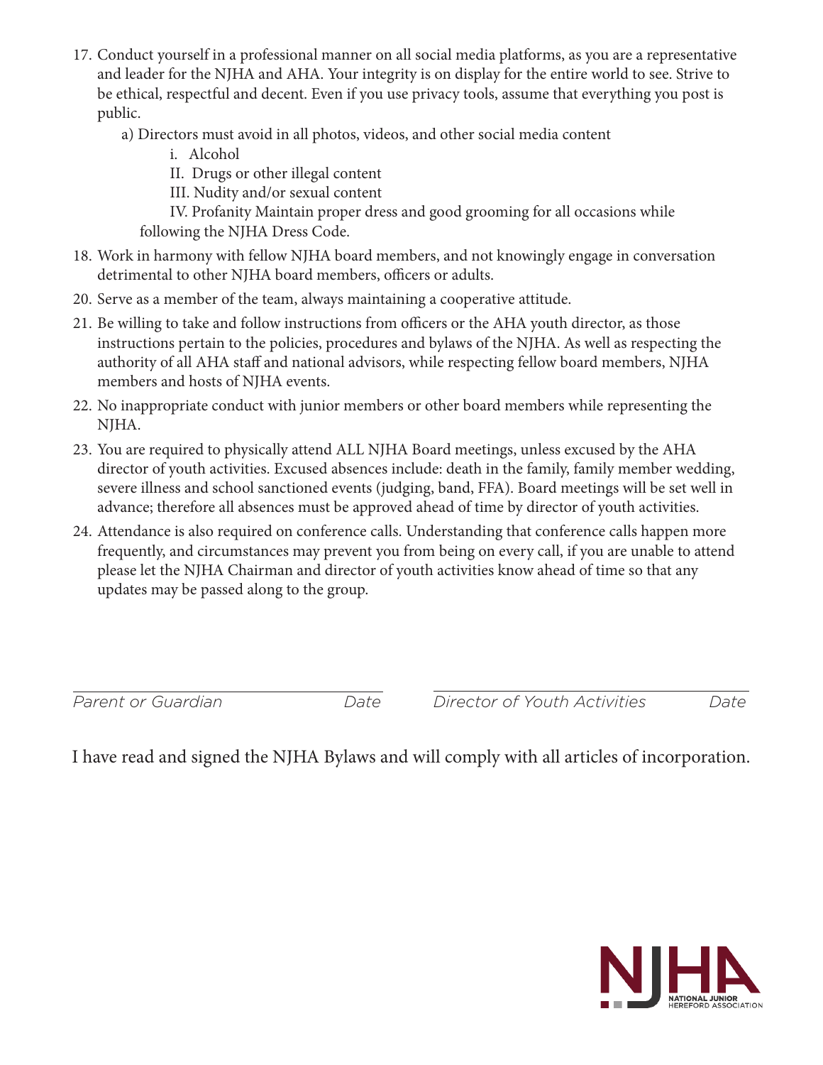17. Conduct yourself in a professional manner on all social media platforms, as you are a representative and leader for the NJHA and AHA. Your integrity is on display for the entire world to see. Strive to be ethical, respectful and decent. Even if you use privacy tools, assume that everything you post is public.
    a) Directors must avoid in all photos, videos, and other social media content
        i. Alcohol
        II. Drugs or other illegal content
        III. Nudity and/or sexual content
        IV. Profanity Maintain proper dress and good grooming for all occasions while following the NJHA Dress Code.
18. Work in harmony with fellow NJHA board members, and not knowingly engage in conversation detrimental to other NJHA board members, officers or adults.
20. Serve as a member of the team, always maintaining a cooperative attitude.
21. Be willing to take and follow instructions from officers or the AHA youth director, as those instructions pertain to the policies, procedures and bylaws of the NJHA. As well as respecting the authority of all AHA staff and national advisors, while respecting fellow board members, NJHA members and hosts of NJHA events.
22. No inappropriate conduct with junior members or other board members while representing the NJHA.
23. You are required to physically attend ALL NJHA Board meetings, unless excused by the AHA director of youth activities. Excused absences include: death in the family, family member wedding, severe illness and school sanctioned events (judging, band, FFA). Board meetings will be set well in advance; therefore all absences must be approved ahead of time by director of youth activities.
24. Attendance is also required on conference calls. Understanding that conference calls happen more frequently, and circumstances may prevent you from being on every call, if you are unable to attend please let the NJHA Chairman and director of youth activities know ahead of time so that any updates may be passed along to the group.

_______________________________ &nbsp;&nbsp;&nbsp;&nbsp; _______________________________

*Parent or Guardian* &nbsp;&nbsp;&nbsp; *Date* &nbsp;&nbsp;&nbsp;&nbsp; *Director of Youth Activities* &nbsp;&nbsp;&nbsp; *Date*

I have read and signed the NJHA Bylaws and will comply with all articles of incorporation.

NJHA
NATIONAL JUNIOR HEREFORD ASSOCIATION